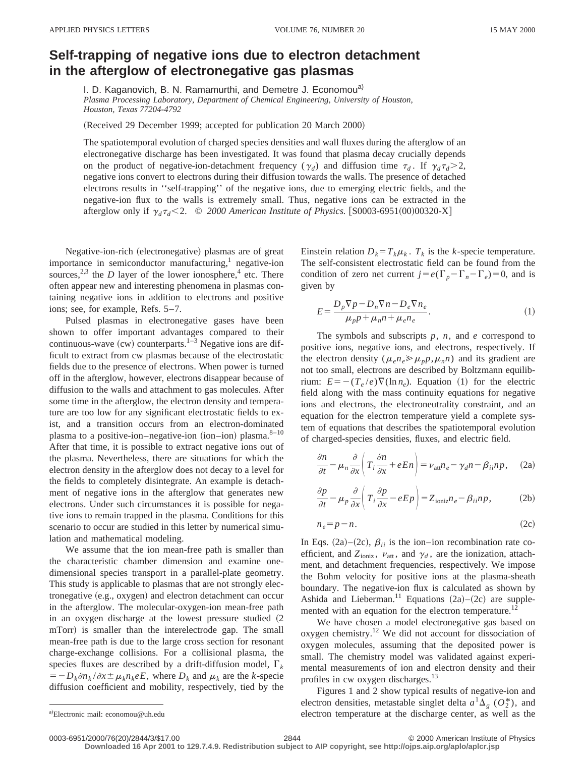# Self-trapping of negative ions due to electron detachment in the afterglow of electronegative gas plasmas

I. D. Kaganovich, B. N. Ramamurthi, and Demetre J. Economou[a]
*Plasma Processing Laboratory, Department of Chemical Engineering, University of Houston, Houston, Texas 77204-4792*

(Received 29 December 1999; accepted for publication 20 March 2000)

The spatiotemporal evolution of charged species densities and wall fluxes during the afterglow of an electronegative discharge has been investigated. It was found that plasma decay crucially depends on the product of negative-ion-detachment frequency ($\gamma_d$) and diffusion time $\tau_d$. If $\gamma_d \tau_d > 2$, negative ions convert to electrons during their diffusion towards the walls. The presence of detached electrons results in ''self-trapping'' of the negative ions, due to emerging electric fields, and the negative-ion flux to the walls is extremely small. Thus, negative ions can be extracted in the afterglow only if $\gamma_d \tau_d < 2$. © *2000 American Institute of Physics.* [S0003-6951(00)00320-X]

Negative-ion-rich (electronegative) plasmas are of great importance in semiconductor manufacturing,[1] negative-ion sources,[2,3] the *D* layer of the lower ionosphere,[4] etc. There often appear new and interesting phenomena in plasmas containing negative ions in addition to electrons and positive ions; see, for example, Refs. 5–7.

Pulsed plasmas in electronegative gases have been shown to offer important advantages compared to their continuous-wave (cw) counterparts.[1–3] Negative ions are difficult to extract from cw plasmas because of the electrostatic fields due to the presence of electrons. When power is turned off in the afterglow, however, electrons disappear because of diffusion to the walls and attachment to gas molecules. After some time in the afterglow, the electron density and temperature are too low for any significant electrostatic fields to exist, and a transition occurs from an electron-dominated plasma to a positive-ion–negative-ion (ion–ion) plasma.[8–10] After that time, it is possible to extract negative ions out of the plasma. Nevertheless, there are situations for which the electron density in the afterglow does not decay to a level for the fields to completely disintegrate. An example is detachment of negative ions in the afterglow that generates new electrons. Under such circumstances it is possible for negative ions to remain trapped in the plasma. Conditions for this scenario to occur are studied in this letter by numerical simulation and mathematical modeling.

We assume that the ion mean-free path is smaller than the characteristic chamber dimension and examine one-dimensional species transport in a parallel-plate geometry. This study is applicable to plasmas that are not strongly electronegative (e.g., oxygen) and electron detachment can occur in the afterglow. The molecular-oxygen-ion mean-free path in an oxygen discharge at the lowest pressure studied (2 mTorr) is smaller than the interelectrode gap. The small mean-free path is due to the large cross section for resonant charge-exchange collisions. For a collisional plasma, the species fluxes are described by a drift-diffusion model, $\Gamma_k = -D_k \partial n_k / \partial x \pm \mu_k n_k eE$, where $D_k$ and $\mu_k$ are the *k*-specie diffusion coefficient and mobility, respectively, tied by the Einstein relation $D_k = T_k \mu_k$. $T_k$ is the *k*-specie temperature. The self-consistent electrostatic field can be found from the condition of zero net current $j = e(\Gamma_p - \Gamma_n - \Gamma_e) = 0$, and is given by

$$E = \frac{D_p \nabla p - D_n \nabla n - D_e \nabla n_e}{\mu_p p + \mu_n n + \mu_e n_e}. \tag{1}$$

The symbols and subscripts *p*, *n*, and *e* correspond to positive ions, negative ions, and electrons, respectively. If the electron density ($\mu_e n_e \gg \mu_p p, \mu_n n$) and its gradient are not too small, electrons are described by Boltzmann equilibrium: $E = -(T_e/e)\nabla(\ln n_e)$. Equation (1) for the electric field along with the mass continuity equations for negative ions and electrons, the electroneutrality constraint, and an equation for the electron temperature yield a complete system of equations that describes the spatiotemporal evolution of charged-species densities, fluxes, and electric field.

$$\frac{\partial n}{\partial t} - \mu_n \frac{\partial}{\partial x}\left( T_i \frac{\partial n}{\partial x} + eEn \right) = \nu_{\text{att}} n_e - \gamma_d n - \beta_{ii} np, \tag{2a}$$

$$\frac{\partial p}{\partial t} - \mu_p \frac{\partial}{\partial x}\left( T_i \frac{\partial p}{\partial x} - eEp \right) = Z_{\text{ioniz}} n_e - \beta_{ii} np, \tag{2b}$$

$$n_e = p - n. \tag{2c}$$

In Eqs. (2a)–(2c), $\beta_{ii}$ is the ion–ion recombination rate coefficient, and $Z_{\text{ioniz}}$, $\nu_{\text{att}}$, and $\gamma_d$, are the ionization, attachment, and detachment frequencies, respectively. We impose the Bohm velocity for positive ions at the plasma-sheath boundary. The negative-ion flux is calculated as shown by Ashida and Lieberman.[11] Equations (2a)–(2c) are supplemented with an equation for the electron temperature.[12]

We have chosen a model electronegative gas based on oxygen chemistry.[12] We did not account for dissociation of oxygen molecules, assuming that the deposited power is small. The chemistry model was validated against experimental measurements of ion and electron density and their profiles in cw oxygen discharges.[13]

Figures 1 and 2 show typical results of negative-ion and electron densities, metastable singlet delta $a^1\Delta_g$ ($O_2^*$), and electron temperature at the discharge center, as well as the

[a]Electronic mail: economou@uh.edu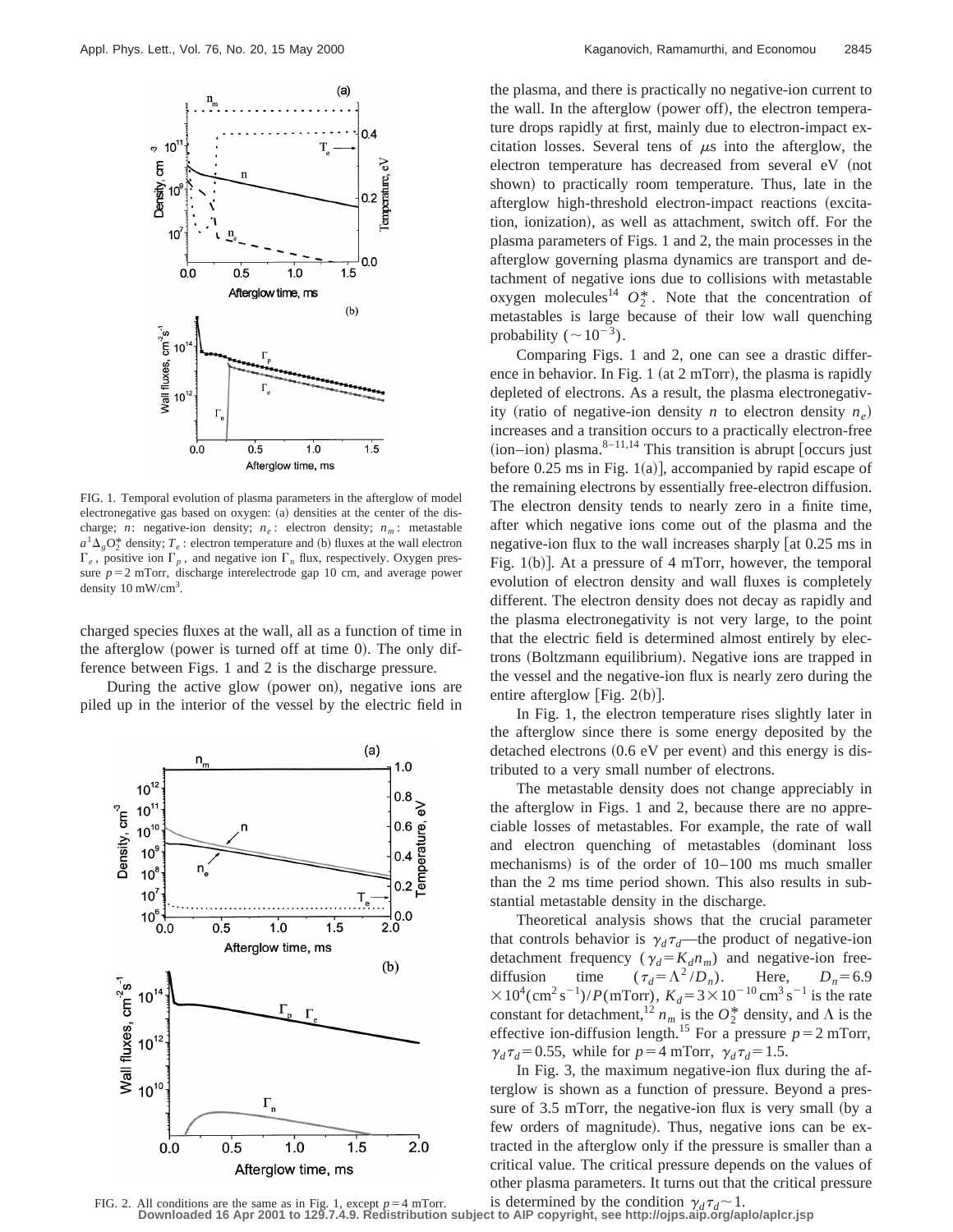FIG. 1. Temporal evolution of plasma parameters in the afterglow of model electronegative gas based on oxygen: (a) densities at the center of the discharge; $n$: negative-ion density; $n_e$: electron density; $n_m$: metastable $a^1\Delta_g O_2^*$ density; $T_e$: electron temperature and (b) fluxes at the wall electron $\Gamma_e$, positive ion $\Gamma_p$, and negative ion $\Gamma_n$ flux, respectively. Oxygen pressure $p=2$ mTorr, discharge interelectrode gap 10 cm, and average power density 10 mW/cm$^3$.

charged species fluxes at the wall, all as a function of time in the afterglow (power is turned off at time 0). The only difference between Figs. 1 and 2 is the discharge pressure.

During the active glow (power on), negative ions are piled up in the interior of the vessel by the electric field in

FIG. 2. All conditions are the same as in Fig. 1, except $p=4$ mTorr.

the plasma, and there is practically no negative-ion current to the wall. In the afterglow (power off), the electron temperature drops rapidly at first, mainly due to electron-impact excitation losses. Several tens of $\mu$s into the afterglow, the electron temperature has decreased from several eV (not shown) to practically room temperature. Thus, late in the afterglow high-threshold electron-impact reactions (excitation, ionization), as well as attachment, switch off. For the plasma parameters of Figs. 1 and 2, the main processes in the afterglow governing plasma dynamics are transport and detachment of negative ions due to collisions with metastable oxygen molecules[14] $O_2^*$. Note that the concentration of metastables is large because of their low wall quenching probability ($\sim 10^{-3}$).

Comparing Figs. 1 and 2, one can see a drastic difference in behavior. In Fig. 1 (at 2 mTorr), the plasma is rapidly depleted of electrons. As a result, the plasma electronegativity (ratio of negative-ion density $n$ to electron density $n_e$) increases and a transition occurs to a practically electron-free (ion–ion) plasma.[8–11,14] This transition is abrupt [occurs just before 0.25 ms in Fig. 1(a)], accompanied by rapid escape of the remaining electrons by essentially free-electron diffusion. The electron density tends to nearly zero in a finite time, after which negative ions come out of the plasma and the negative-ion flux to the wall increases sharply [at 0.25 ms in Fig. 1(b)]. At a pressure of 4 mTorr, however, the temporal evolution of electron density and wall fluxes is completely different. The electron density does not decay as rapidly and the plasma electronegativity is not very large, to the point that the electric field is determined almost entirely by electrons (Boltzmann equilibrium). Negative ions are trapped in the vessel and the negative-ion flux is nearly zero during the entire afterglow [Fig. 2(b)].

In Fig. 1, the electron temperature rises slightly later in the afterglow since there is some energy deposited by the detached electrons (0.6 eV per event) and this energy is distributed to a very small number of electrons.

The metastable density does not change appreciably in the afterglow in Figs. 1 and 2, because there are no appreciable losses of metastables. For example, the rate of wall and electron quenching of metastables (dominant loss mechanisms) is of the order of 10–100 ms much smaller than the 2 ms time period shown. This also results in substantial metastable density in the discharge.

Theoretical analysis shows that the crucial parameter that controls behavior is $\gamma_d \tau_d$—the product of negative-ion detachment frequency ($\gamma_d = K_d n_m$) and negative-ion free-diffusion time ($\tau_d = \Lambda^2/D_n$). Here, $D_n = 6.9 \times 10^4 (\mathrm{cm}^2\,\mathrm{s}^{-1})/P(\mathrm{mTorr})$, $K_d = 3\times 10^{-10}\,\mathrm{cm}^3\,\mathrm{s}^{-1}$ is the rate constant for detachment,[12] $n_m$ is the $O_2^*$ density, and $\Lambda$ is the effective ion-diffusion length.[15] For a pressure $p=2$ mTorr, $\gamma_d \tau_d = 0.55$, while for $p=4$ mTorr, $\gamma_d \tau_d = 1.5$.

In Fig. 3, the maximum negative-ion flux during the afterglow is shown as a function of pressure. Beyond a pressure of 3.5 mTorr, the negative-ion flux is very small (by a few orders of magnitude). Thus, negative ions can be extracted in the afterglow only if the pressure is smaller than a critical value. The critical pressure depends on the values of other plasma parameters. It turns out that the critical pressure is determined by the condition $\gamma_d \tau_d \sim 1$.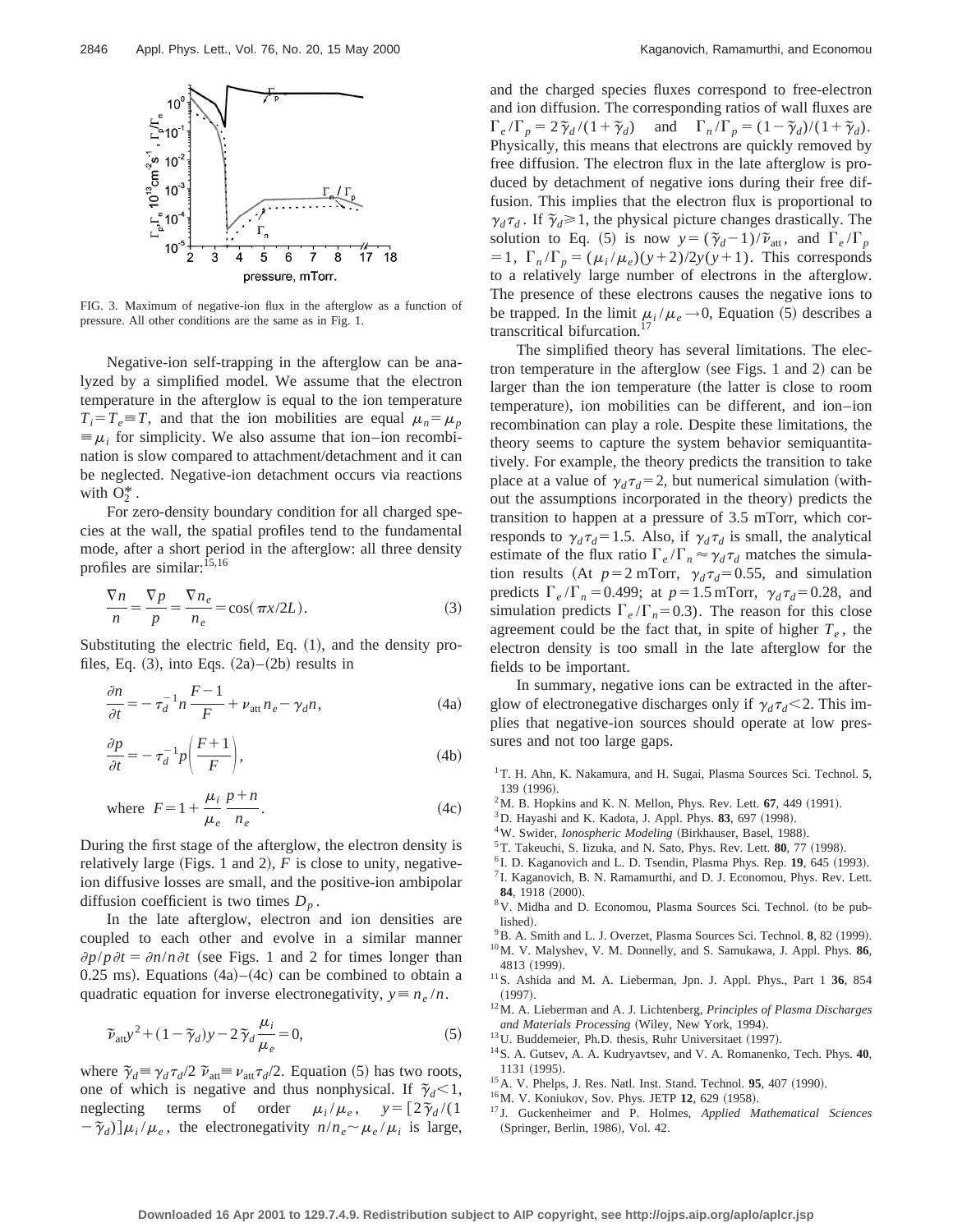$\Gamma_p$

$\Gamma_n / \Gamma_p$

$\Gamma_n$

$\Gamma_p, \Gamma_n\ 10^{13} cm^{-2} s^{-1}$, $\Gamma_n/\Gamma_p$

$10^0$ $10^{-1}$ $10^{-2}$ $10^{-3}$ $10^{-4}$ $10^{-5}$

2 3 4 5 6 7 8 17 18

pressure, mTorr.

FIG. 3. Maximum of negative-ion flux in the afterglow as a function of pressure. All other conditions are the same as in Fig. 1.

Negative-ion self-trapping in the afterglow can be analyzed by a simplified model. We assume that the electron temperature in the afterglow is equal to the ion temperature $T_i = T_e \equiv T$, and that the ion mobilities are equal $\mu_n = \mu_p \equiv \mu_i$ for simplicity. We also assume that ion–ion recombination is slow compared to attachment/detachment and it can be neglected. Negative-ion detachment occurs via reactions with $O_2^*$.

For zero-density boundary condition for all charged species at the wall, the spatial profiles tend to the fundamental mode, after a short period in the afterglow: all three density profiles are similar:[15,16]

$$\frac{\nabla n}{n} = \frac{\nabla p}{p} = \frac{\nabla n_e}{n_e} = \cos(\pi x / 2L). \tag{3}$$

Substituting the electric field, Eq. (1), and the density profiles, Eq. (3), into Eqs. (2a)–(2b) results in

$$\frac{\partial n}{\partial t} = -\tau_d^{-1} n \frac{F-1}{F} + \nu_{\text{att}} n_e - \gamma_d n, \tag{4a}$$

$$\frac{\partial p}{\partial t} = -\tau_d^{-1} p \left( \frac{F+1}{F} \right), \tag{4b}$$

$$\text{where } F = 1 + \frac{\mu_i}{\mu_e} \frac{p+n}{n_e}. \tag{4c}$$

During the first stage of the afterglow, the electron density is relatively large (Figs. 1 and 2), $F$ is close to unity, negative-ion diffusive losses are small, and the positive-ion ambipolar diffusion coefficient is two times $D_p$.

In the late afterglow, electron and ion densities are coupled to each other and evolve in a similar manner $\partial p / p \partial t = \partial n / n \partial t$ (see Figs. 1 and 2 for times longer than 0.25 ms). Equations (4a)–(4c) can be combined to obtain a quadratic equation for inverse electronegativity, $y \equiv n_e / n$.

$$\tilde{\nu}_{\text{att}} y^2 + (1 - \tilde{\gamma}_d) y - 2 \tilde{\gamma}_d \frac{\mu_i}{\mu_e} = 0, \tag{5}$$

where $\tilde{\gamma}_d \equiv \gamma_d \tau_d / 2$ $\tilde{\nu}_{\text{att}} \equiv \nu_{\text{att}} \tau_d / 2$. Equation (5) has two roots, one of which is negative and thus nonphysical. If $\tilde{\gamma}_d < 1$, neglecting terms of order $\mu_i / \mu_e$, $y = [2 \tilde{\gamma}_d / (1 - \tilde{\gamma}_d)] \mu_i / \mu_e$, the electronegativity $n / n_e \sim \mu_e / \mu_i$ is large, and the charged species fluxes correspond to free-electron and ion diffusion. The corresponding ratios of wall fluxes are $\Gamma_e / \Gamma_p = 2 \tilde{\gamma}_d / (1 + \tilde{\gamma}_d)$ and $\Gamma_n / \Gamma_p = (1 - \tilde{\gamma}_d) / (1 + \tilde{\gamma}_d)$. Physically, this means that electrons are quickly removed by free diffusion. The electron flux in the late afterglow is produced by detachment of negative ions during their free diffusion. This implies that the electron flux is proportional to $\gamma_d \tau_d$. If $\tilde{\gamma}_d \geq 1$, the physical picture changes drastically. The solution to Eq. (5) is now $y = (\tilde{\gamma}_d - 1) / \tilde{\nu}_{\text{att}}$, and $\Gamma_e / \Gamma_p = 1$, $\Gamma_n / \Gamma_p = (\mu_i / \mu_e)(y+2) / 2y(y+1)$. This corresponds to a relatively large number of electrons in the afterglow. The presence of these electrons causes the negative ions to be trapped. In the limit $\mu_i / \mu_e \to 0$, Equation (5) describes a transcritical bifurcation.[17]

The simplified theory has several limitations. The electron temperature in the afterglow (see Figs. 1 and 2) can be larger than the ion temperature (the latter is close to room temperature), ion mobilities can be different, and ion–ion recombination can play a role. Despite these limitations, the theory seems to capture the system behavior semiquantitatively. For example, the theory predicts the transition to take place at a value of $\gamma_d \tau_d = 2$, but numerical simulation (without the assumptions incorporated in the theory) predicts the transition to happen at a pressure of 3.5 mTorr, which corresponds to $\gamma_d \tau_d = 1.5$. Also, if $\gamma_d \tau_d$ is small, the analytical estimate of the flux ratio $\Gamma_e / \Gamma_n \approx \gamma_d \tau_d$ matches the simulation results (At $p = 2$ mTorr, $\gamma_d \tau_d = 0.55$, and simulation predicts $\Gamma_e / \Gamma_n = 0.499$; at $p = 1.5$ mTorr, $\gamma_d \tau_d = 0.28$, and simulation predicts $\Gamma_e / \Gamma_n = 0.3$). The reason for this close agreement could be the fact that, in spite of higher $T_e$, the electron density is too small in the late afterglow for the fields to be important.

In summary, negative ions can be extracted in the afterglow of electronegative discharges only if $\gamma_d \tau_d < 2$. This implies that negative-ion sources should operate at low pressures and not too large gaps.

[1] T. H. Ahn, K. Nakamura, and H. Sugai, Plasma Sources Sci. Technol. **5**, 139 (1996).
[2] M. B. Hopkins and K. N. Mellon, Phys. Rev. Lett. **67**, 449 (1991).
[3] D. Hayashi and K. Kadota, J. Appl. Phys. **83**, 697 (1998).
[4] W. Swider, *Ionospheric Modeling* (Birkhauser, Basel, 1988).
[5] T. Takeuchi, S. Iizuka, and N. Sato, Phys. Rev. Lett. **80**, 77 (1998).
[6] I. D. Kaganovich and L. D. Tsendin, Plasma Phys. Rep. **19**, 645 (1993).
[7] I. Kaganovich, B. N. Ramamurthi, and D. J. Economou, Phys. Rev. Lett. **84**, 1918 (2000).
[8] V. Midha and D. Economou, Plasma Sources Sci. Technol. (to be published).
[9] B. A. Smith and L. J. Overzet, Plasma Sources Sci. Technol. **8**, 82 (1999).
[10] M. V. Malyshev, V. M. Donnelly, and S. Samukawa, J. Appl. Phys. **86**, 4813 (1999).
[11] S. Ashida and M. A. Lieberman, Jpn. J. Appl. Phys., Part 1 **36**, 854 (1997).
[12] M. A. Lieberman and A. J. Lichtenberg, *Principles of Plasma Discharges and Materials Processing* (Wiley, New York, 1994).
[13] U. Buddemeier, Ph.D. thesis, Ruhr Universitaet (1997).
[14] S. A. Gutsev, A. A. Kudryavtsev, and V. A. Romanenko, Tech. Phys. **40**, 1131 (1995).
[15] A. V. Phelps, J. Res. Natl. Inst. Stand. Technol. **95**, 407 (1990).
[16] M. V. Koniukov, Sov. Phys. JETP **12**, 629 (1958).
[17] J. Guckenheimer and P. Holmes, *Applied Mathematical Sciences* (Springer, Berlin, 1986), Vol. 42.